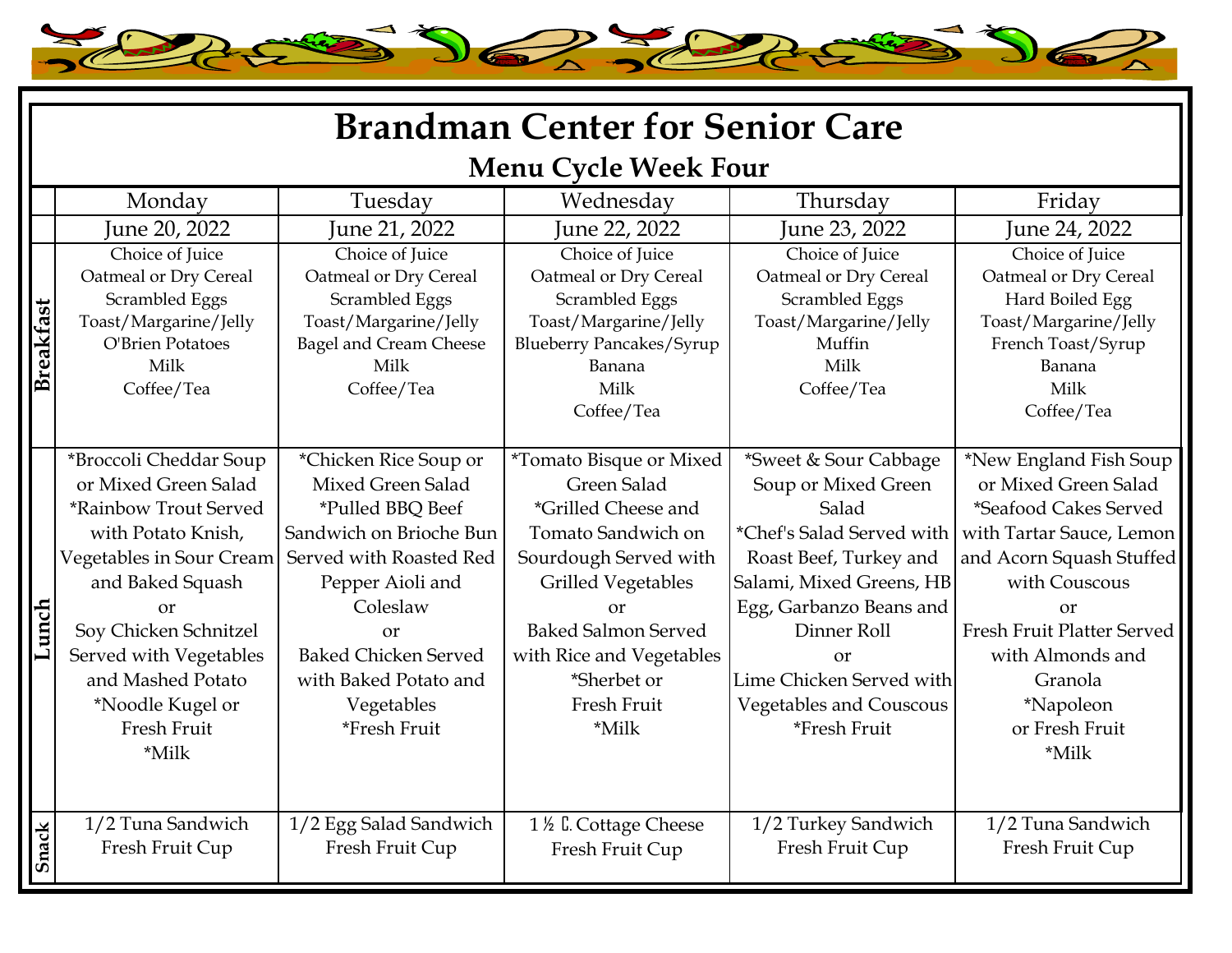# Brandman Center for Senior Care

## Menu Cycle Week Four

| | Monday | Tuesday | Wednesday | Thursday | Friday |
|---|---|---|---|---|---|
| | June 20, 2022 | June 21, 2022 | June 22, 2022 | June 23, 2022 | June 24, 2022 |
| **Breakfast** | Choice of Juice<br>Oatmeal or Dry Cereal<br>Scrambled Eggs<br>Toast/Margarine/Jelly<br>O'Brien Potatoes<br>Milk<br>Coffee/Tea | Choice of Juice<br>Oatmeal or Dry Cereal<br>Scrambled Eggs<br>Toast/Margarine/Jelly<br>Bagel and Cream Cheese<br>Milk<br>Coffee/Tea | Choice of Juice<br>Oatmeal or Dry Cereal<br>Scrambled Eggs<br>Toast/Margarine/Jelly<br>Blueberry Pancakes/Syrup<br>Banana<br>Milk<br>Coffee/Tea | Choice of Juice<br>Oatmeal or Dry Cereal<br>Scrambled Eggs<br>Toast/Margarine/Jelly<br>Muffin<br>Milk<br>Coffee/Tea | Choice of Juice<br>Oatmeal or Dry Cereal<br>Hard Boiled Egg<br>Toast/Margarine/Jelly<br>French Toast/Syrup<br>Banana<br>Milk<br>Coffee/Tea |
| **Lunch** | *Broccoli Cheddar Soup or Mixed Green Salad<br>*Rainbow Trout Served with Potato Knish, Vegetables in Sour Cream and Baked Squash<br>or<br>Soy Chicken Schnitzel Served with Vegetables and Mashed Potato<br>*Noodle Kugel or Fresh Fruit<br>*Milk | *Chicken Rice Soup or Mixed Green Salad<br>*Pulled BBQ Beef Sandwich on Brioche Bun Served with Roasted Red Pepper Aioli and Coleslaw<br>or<br>Baked Chicken Served with Baked Potato and Vegetables<br>*Fresh Fruit | *Tomato Bisque or Mixed Green Salad<br>*Grilled Cheese and Tomato Sandwich on Sourdough Served with Grilled Vegetables<br>or<br>Baked Salmon Served with Rice and Vegetables<br>*Sherbet or Fresh Fruit<br>*Milk | *Sweet & Sour Cabbage Soup or Mixed Green Salad<br>*Chef's Salad Served with Roast Beef, Turkey and Salami, Mixed Greens, HB Egg, Garbanzo Beans and Dinner Roll<br>or<br>Lime Chicken Served with Vegetables and Couscous<br>*Fresh Fruit | *New England Fish Soup or Mixed Green Salad<br>*Seafood Cakes Served with Tartar Sauce, Lemon and Acorn Squash Stuffed with Couscous<br>or<br>Fresh Fruit Platter Served with Almonds and Granola<br>*Napoleon or Fresh Fruit<br>*Milk |
| **Snack** | 1/2 Tuna Sandwich<br>Fresh Fruit Cup | 1/2 Egg Salad Sandwich<br>Fresh Fruit Cup | 1 ½ C. Cottage Cheese<br>Fresh Fruit Cup | 1/2 Turkey Sandwich<br>Fresh Fruit Cup | 1/2 Tuna Sandwich<br>Fresh Fruit Cup |